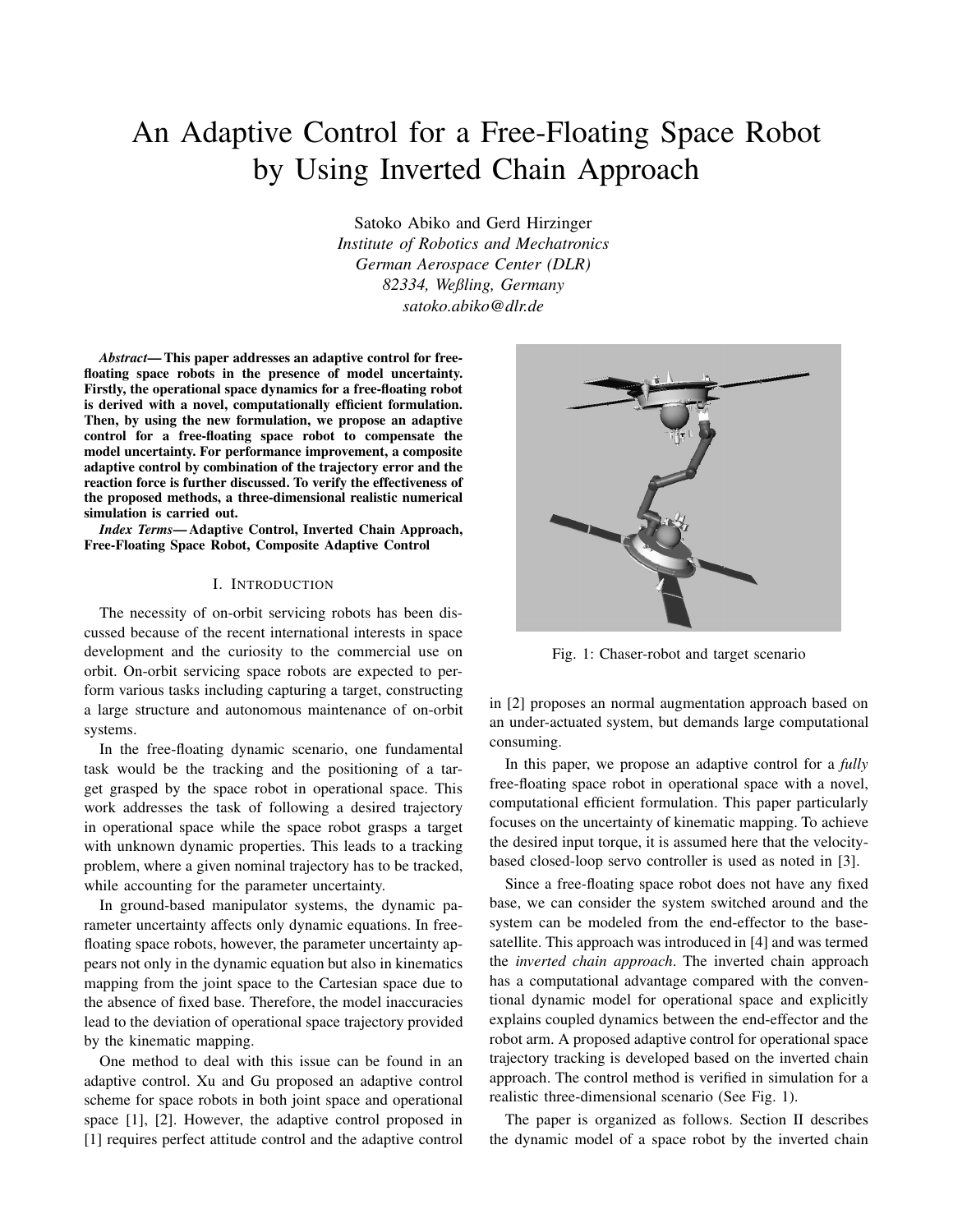# An Adaptive Control for a Free-Floating Space Robot by Using Inverted Chain Approach

Satoko Abiko and Gerd Hirzinger
*Institute of Robotics and Mechatronics*
*German Aerospace Center (DLR)*
*82334, Weßling, Germany*
*satoko.abiko@dlr.de*

***Abstract*— This paper addresses an adaptive control for free-floating space robots in the presence of model uncertainty. Firstly, the operational space dynamics for a free-floating robot is derived with a novel, computationally efficient formulation. Then, by using the new formulation, we propose an adaptive control for a free-floating space robot to compensate the model uncertainty. For performance improvement, a composite adaptive control by combination of the trajectory error and the reaction force is further discussed. To verify the effectiveness of the proposed methods, a three-dimensional realistic numerical simulation is carried out.**

***Index Terms*— Adaptive Control, Inverted Chain Approach, Free-Floating Space Robot, Composite Adaptive Control**

## I. Introduction

The necessity of on-orbit servicing robots has been discussed because of the recent international interests in space development and the curiosity to the commercial use on orbit. On-orbit servicing space robots are expected to perform various tasks including capturing a target, constructing a large structure and autonomous maintenance of on-orbit systems.

In the free-floating dynamic scenario, one fundamental task would be the tracking and the positioning of a target grasped by the space robot in operational space. This work addresses the task of following a desired trajectory in operational space while the space robot grasps a target with unknown dynamic properties. This leads to a tracking problem, where a given nominal trajectory has to be tracked, while accounting for the parameter uncertainty.

In ground-based manipulator systems, the dynamic parameter uncertainty affects only dynamic equations. In free-floating space robots, however, the parameter uncertainty appears not only in the dynamic equation but also in kinematics mapping from the joint space to the Cartesian space due to the absence of fixed base. Therefore, the model inaccuracies lead to the deviation of operational space trajectory provided by the kinematic mapping.

One method to deal with this issue can be found in an adaptive control. Xu and Gu proposed an adaptive control scheme for space robots in both joint space and operational space [1], [2]. However, the adaptive control proposed in [1] requires perfect attitude control and the adaptive control in [2] proposes an normal augmentation approach based on an under-actuated system, but demands large computational consuming.

Fig. 1: Chaser-robot and target scenario

In this paper, we propose an adaptive control for a *fully* free-floating space robot in operational space with a novel, computational efficient formulation. This paper particularly focuses on the uncertainty of kinematic mapping. To achieve the desired input torque, it is assumed here that the velocity-based closed-loop servo controller is used as noted in [3].

Since a free-floating space robot does not have any fixed base, we can consider the system switched around and the system can be modeled from the end-effector to the base-satellite. This approach was introduced in [4] and was termed the *inverted chain approach*. The inverted chain approach has a computational advantage compared with the conventional dynamic model for operational space and explicitly explains coupled dynamics between the end-effector and the robot arm. A proposed adaptive control for operational space trajectory tracking is developed based on the inverted chain approach. The control method is verified in simulation for a realistic three-dimensional scenario (See Fig. 1).

The paper is organized as follows. Section II describes the dynamic model of a space robot by the inverted chain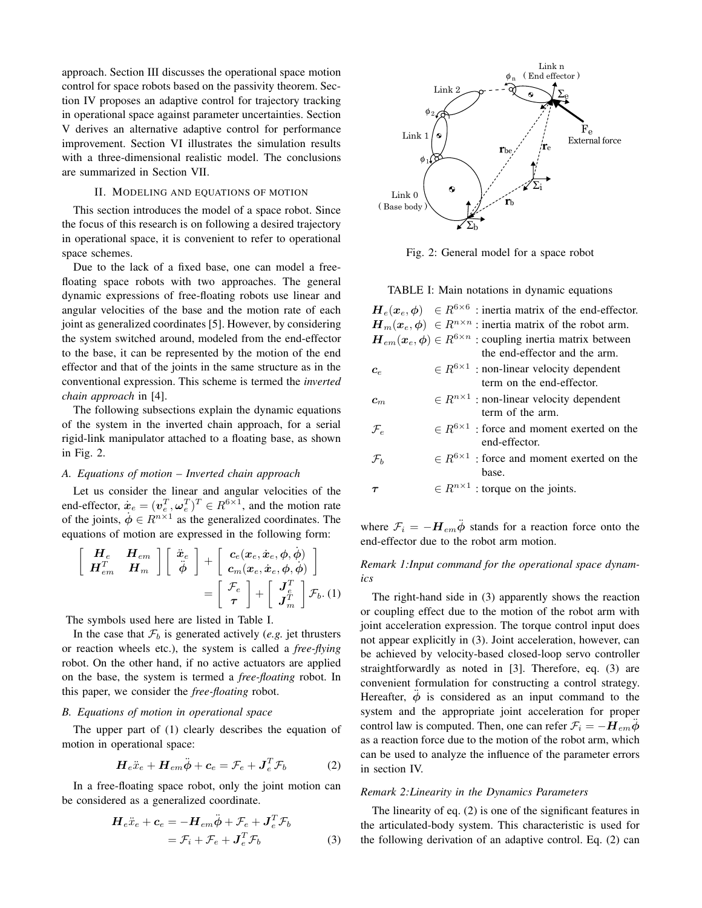approach. Section III discusses the operational space motion control for space robots based on the passivity theorem. Section IV proposes an adaptive control for trajectory tracking in operational space against parameter uncertainties. Section V derives an alternative adaptive control for performance improvement. Section VI illustrates the simulation results with a three-dimensional realistic model. The conclusions are summarized in Section VII.

## II. Modeling and equations of motion

This section introduces the model of a space robot. Since the focus of this research is on following a desired trajectory in operational space, it is convenient to refer to operational space schemes.

Due to the lack of a fixed base, one can model a free-floating space robots with two approaches. The general dynamic expressions of free-floating robots use linear and angular velocities of the base and the motion rate of each joint as generalized coordinates [5]. However, by considering the system switched around, modeled from the end-effector to the base, it can be represented by the motion of the end effector and that of the joints in the same structure as in the conventional expression. This scheme is termed the *inverted chain approach* in [4].

The following subsections explain the dynamic equations of the system in the inverted chain approach, for a serial rigid-link manipulator attached to a floating base, as shown in Fig. 2.

### A. Equations of motion – Inverted chain approach

Let us consider the linear and angular velocities of the end-effector, $\dot{\boldsymbol{x}}_e = (\boldsymbol{v}_e^T, \boldsymbol{\omega}_e^T)^T \in R^{6\times 1}$, and the motion rate of the joints, $\dot{\boldsymbol{\phi}} \in R^{n\times 1}$ as the generalized coordinates. The equations of motion are expressed in the following form:

$$\begin{bmatrix} \boldsymbol{H}_e & \boldsymbol{H}_{em} \\ \boldsymbol{H}_{em}^T & \boldsymbol{H}_m \end{bmatrix} \begin{bmatrix} \ddot{\boldsymbol{x}}_e \\ \ddot{\boldsymbol{\phi}} \end{bmatrix} + \begin{bmatrix} \boldsymbol{c}_e(\boldsymbol{x}_e, \dot{\boldsymbol{x}}_e, \boldsymbol{\phi}, \dot{\boldsymbol{\phi}}) \\ \boldsymbol{c}_m(\boldsymbol{x}_e, \dot{\boldsymbol{x}}_e, \boldsymbol{\phi}, \dot{\boldsymbol{\phi}}) \end{bmatrix} = \begin{bmatrix} \mathcal{F}_e \\ \boldsymbol{\tau} \end{bmatrix} + \begin{bmatrix} \boldsymbol{J}_e^T \\ \boldsymbol{J}_m^T \end{bmatrix} \mathcal{F}_b. \quad (1)$$

The symbols used here are listed in Table I.

In the case that $\mathcal{F}_b$ is generated actively (*e.g.* jet thrusters or reaction wheels etc.), the system is called a *free-flying* robot. On the other hand, if no active actuators are applied on the base, the system is termed a *free-floating* robot. In this paper, we consider the *free-floating* robot.

### B. Equations of motion in operational space

The upper part of (1) clearly describes the equation of motion in operational space:

$$\boldsymbol{H}_e \ddot{x}_e + \boldsymbol{H}_{em}\ddot{\boldsymbol{\phi}} + \boldsymbol{c}_e = \mathcal{F}_e + \boldsymbol{J}_e^T \mathcal{F}_b \quad (2)$$

In a free-floating space robot, only the joint motion can be considered as a generalized coordinate.

$$\begin{aligned} \boldsymbol{H}_e \ddot{x}_e + \boldsymbol{c}_e &= -\boldsymbol{H}_{em}\ddot{\boldsymbol{\phi}} + \mathcal{F}_e + \boldsymbol{J}_e^T \mathcal{F}_b \\ &= \mathcal{F}_i + \mathcal{F}_e + \boldsymbol{J}_e^T \mathcal{F}_b \end{aligned} \quad (3)$$

Fig. 2: General model for a space robot

TABLE I: Main notations in dynamic equations

| Symbol | Dimension | Description |
|---|---|---|
| $\boldsymbol{H}_e(\boldsymbol{x}_e, \boldsymbol{\phi})$ | $\in R^{6\times 6}$ | inertia matrix of the end-effector. |
| $\boldsymbol{H}_m(\boldsymbol{x}_e, \boldsymbol{\phi})$ | $\in R^{n\times n}$ | inertia matrix of the robot arm. |
| $\boldsymbol{H}_{em}(\boldsymbol{x}_e, \boldsymbol{\phi})$ | $\in R^{6\times n}$ | coupling inertia matrix between the end-effector and the arm. |
| $\boldsymbol{c}_e$ | $\in R^{6\times 1}$ | non-linear velocity dependent term on the end-effector. |
| $\boldsymbol{c}_m$ | $\in R^{n\times 1}$ | non-linear velocity dependent term of the arm. |
| $\mathcal{F}_e$ | $\in R^{6\times 1}$ | force and moment exerted on the end-effector. |
| $\mathcal{F}_b$ | $\in R^{6\times 1}$ | force and moment exerted on the base. |
| $\boldsymbol{\tau}$ | $\in R^{n\times 1}$ | torque on the joints. |

where $\mathcal{F}_i = -\boldsymbol{H}_{em}\ddot{\boldsymbol{\phi}}$ stands for a reaction force onto the end-effector due to the robot arm motion.

*Remark 1:Input command for the operational space dynamics*

The right-hand side in (3) apparently shows the reaction or coupling effect due to the motion of the robot arm with joint acceleration expression. The torque control input does not appear explicitly in (3). Joint acceleration, however, can be achieved by velocity-based closed-loop servo controller straightforwardly as noted in [3]. Therefore, eq. (3) are convenient formulation for constructing a control strategy. Hereafter, $\ddot{\boldsymbol{\phi}}$ is considered as an input command to the system and the appropriate joint acceleration for proper control law is computed. Then, one can refer $\mathcal{F}_i = -\boldsymbol{H}_{em}\ddot{\boldsymbol{\phi}}$ as a reaction force due to the motion of the robot arm, which can be used to analyze the influence of the parameter errors in section IV.

*Remark 2:Linearity in the Dynamics Parameters*

The linearity of eq. (2) is one of the significant features in the articulated-body system. This characteristic is used for the following derivation of an adaptive control. Eq. (2) can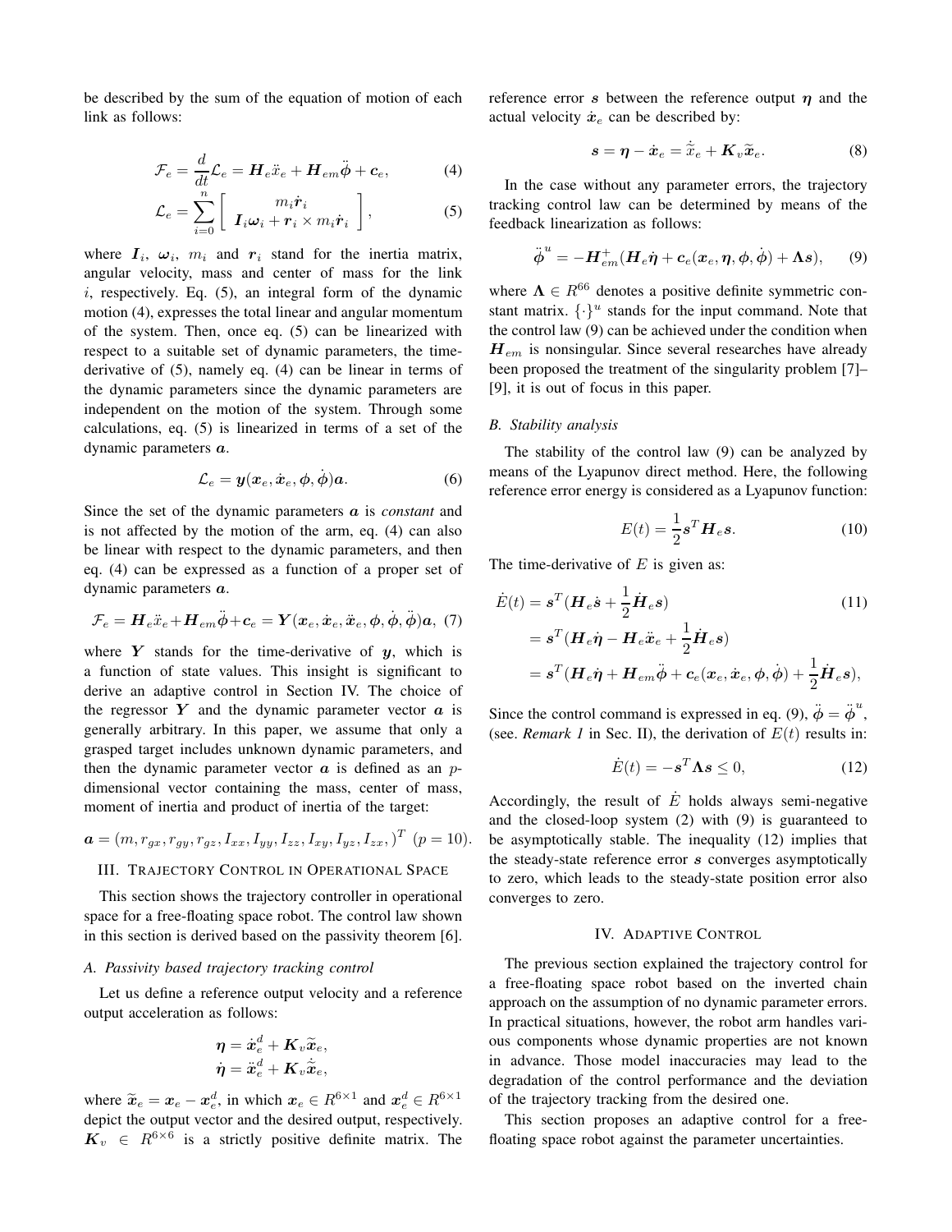be described by the sum of the equation of motion of each link as follows:

$$\mathcal{F}_e = \frac{d}{dt}\mathcal{L}_e = \boldsymbol{H}_e\ddot{x}_e + \boldsymbol{H}_{em}\ddot{\boldsymbol{\phi}} + \boldsymbol{c}_e, \tag{4}$$

$$\mathcal{L}_e = \sum_{i=0}^{n} \left[ \begin{array}{c} m_i\dot{\boldsymbol{r}}_i \\ \boldsymbol{I}_i\boldsymbol{\omega}_i + \boldsymbol{r}_i \times m_i\dot{\boldsymbol{r}}_i \end{array} \right], \tag{5}$$

where $\boldsymbol{I}_i$, $\boldsymbol{\omega}_i$, $m_i$ and $\boldsymbol{r}_i$ stand for the inertia matrix, angular velocity, mass and center of mass for the link $i$, respectively. Eq. (5), an integral form of the dynamic motion (4), expresses the total linear and angular momentum of the system. Then, once eq. (5) can be linearized with respect to a suitable set of dynamic parameters, the time-derivative of (5), namely eq. (4) can be linear in terms of the dynamic parameters since the dynamic parameters are independent on the motion of the system. Through some calculations, eq. (5) is linearized in terms of a set of the dynamic parameters $\boldsymbol{a}$.

$$\mathcal{L}_e = \boldsymbol{y}(\boldsymbol{x}_e, \dot{\boldsymbol{x}}_e, \boldsymbol{\phi}, \dot{\boldsymbol{\phi}})\boldsymbol{a}. \tag{6}$$

Since the set of the dynamic parameters $\boldsymbol{a}$ is *constant* and is not affected by the motion of the arm, eq. (4) can also be linear with respect to the dynamic parameters, and then eq. (4) can be expressed as a function of a proper set of dynamic parameters $\boldsymbol{a}$.

$$\mathcal{F}_e = \boldsymbol{H}_e\ddot{x}_e + \boldsymbol{H}_{em}\ddot{\boldsymbol{\phi}} + \boldsymbol{c}_e = \boldsymbol{Y}(\boldsymbol{x}_e, \dot{\boldsymbol{x}}_e, \ddot{\boldsymbol{x}}_e, \boldsymbol{\phi}, \dot{\boldsymbol{\phi}}, \ddot{\boldsymbol{\phi}})\boldsymbol{a}, \tag{7}$$

where $\boldsymbol{Y}$ stands for the time-derivative of $\boldsymbol{y}$, which is a function of state values. This insight is significant to derive an adaptive control in Section IV. The choice of the regressor $\boldsymbol{Y}$ and the dynamic parameter vector $\boldsymbol{a}$ is generally arbitrary. In this paper, we assume that only a grasped target includes unknown dynamic parameters, and then the dynamic parameter vector $\boldsymbol{a}$ is defined as an $p$-dimensional vector containing the mass, center of mass, moment of inertia and product of inertia of the target:

$$\boldsymbol{a} = (m, r_{gx}, r_{gy}, r_{gz}, I_{xx}, I_{yy}, I_{zz}, I_{xy}, I_{yz}, I_{zx},)^T \ (p = 10).$$

## III. Trajectory Control in Operational Space

This section shows the trajectory controller in operational space for a free-floating space robot. The control law shown in this section is derived based on the passivity theorem [6].

### A. Passivity based trajectory tracking control

Let us define a reference output velocity and a reference output acceleration as follows:

$$\boldsymbol{\eta} = \dot{\boldsymbol{x}}_e^d + \boldsymbol{K}_v\widetilde{\boldsymbol{x}}_e,$$
$$\dot{\boldsymbol{\eta}} = \ddot{\boldsymbol{x}}_e^d + \boldsymbol{K}_v\dot{\widetilde{\boldsymbol{x}}}_e,$$

where $\widetilde{\boldsymbol{x}}_e = \boldsymbol{x}_e - \boldsymbol{x}_e^d$, in which $\boldsymbol{x}_e \in R^{6\times 1}$ and $\boldsymbol{x}_e^d \in R^{6\times 1}$ depict the output vector and the desired output, respectively. $\boldsymbol{K}_v \in R^{6\times 6}$ is a strictly positive definite matrix. The reference error $\boldsymbol{s}$ between the reference output $\boldsymbol{\eta}$ and the actual velocity $\dot{\boldsymbol{x}}_e$ can be described by:

$$\boldsymbol{s} = \boldsymbol{\eta} - \dot{\boldsymbol{x}}_e = \dot{\tilde{x}}_e + \boldsymbol{K}_v\widetilde{\boldsymbol{x}}_e. \tag{8}$$

In the case without any parameter errors, the trajectory tracking control law can be determined by means of the feedback linearization as follows:

$$\ddot{\boldsymbol{\phi}}^u = -\boldsymbol{H}_{em}^+(\boldsymbol{H}_e\dot{\boldsymbol{\eta}} + \boldsymbol{c}_e(\boldsymbol{x}_e, \boldsymbol{\eta}, \boldsymbol{\phi}, \dot{\boldsymbol{\phi}}) + \boldsymbol{\Lambda}\boldsymbol{s}), \tag{9}$$

where $\boldsymbol{\Lambda} \in R^{66}$ denotes a positive definite symmetric constant matrix. $\{\cdot\}^u$ stands for the input command. Note that the control law (9) can be achieved under the condition when $\boldsymbol{H}_{em}$ is nonsingular. Since several researches have already been proposed the treatment of the singularity problem [7]–[9], it is out of focus in this paper.

### B. Stability analysis

The stability of the control law (9) can be analyzed by means of the Lyapunov direct method. Here, the following reference error energy is considered as a Lyapunov function:

$$E(t) = \frac{1}{2}\boldsymbol{s}^T\boldsymbol{H}_e\boldsymbol{s}. \tag{10}$$

The time-derivative of $E$ is given as:

$$\begin{aligned}
\dot{E}(t) &= \boldsymbol{s}^T(\boldsymbol{H}_e\dot{\boldsymbol{s}} + \frac{1}{2}\dot{\boldsymbol{H}}_e\boldsymbol{s}) \qquad (11)\\
&= \boldsymbol{s}^T(\boldsymbol{H}_e\dot{\boldsymbol{\eta}} - \boldsymbol{H}_e\ddot{\boldsymbol{x}}_e + \frac{1}{2}\dot{\boldsymbol{H}}_e\boldsymbol{s})\\
&= \boldsymbol{s}^T(\boldsymbol{H}_e\dot{\boldsymbol{\eta}} + \boldsymbol{H}_{em}\ddot{\boldsymbol{\phi}} + \boldsymbol{c}_e(\boldsymbol{x}_e, \dot{\boldsymbol{x}}_e, \boldsymbol{\phi}, \dot{\boldsymbol{\phi}}) + \frac{1}{2}\dot{\boldsymbol{H}}_e\boldsymbol{s}),
\end{aligned}$$

Since the control command is expressed in eq. (9), $\ddot{\boldsymbol{\phi}} = \ddot{\boldsymbol{\phi}}^u$, (see. *Remark 1* in Sec. II), the derivation of $E(t)$ results in:

$$\dot{E}(t) = -\boldsymbol{s}^T\boldsymbol{\Lambda}\boldsymbol{s} \leq 0, \tag{12}$$

Accordingly, the result of $\dot{E}$ holds always semi-negative and the closed-loop system (2) with (9) is guaranteed to be asymptotically stable. The inequality (12) implies that the steady-state reference error $\boldsymbol{s}$ converges asymptotically to zero, which leads to the steady-state position error also converges to zero.

## IV. Adaptive Control

The previous section explained the trajectory control for a free-floating space robot based on the inverted chain approach on the assumption of no dynamic parameter errors. In practical situations, however, the robot arm handles various components whose dynamic properties are not known in advance. Those model inaccuracies may lead to the degradation of the control performance and the deviation of the trajectory tracking from the desired one.

This section proposes an adaptive control for a free-floating space robot against the parameter uncertainties.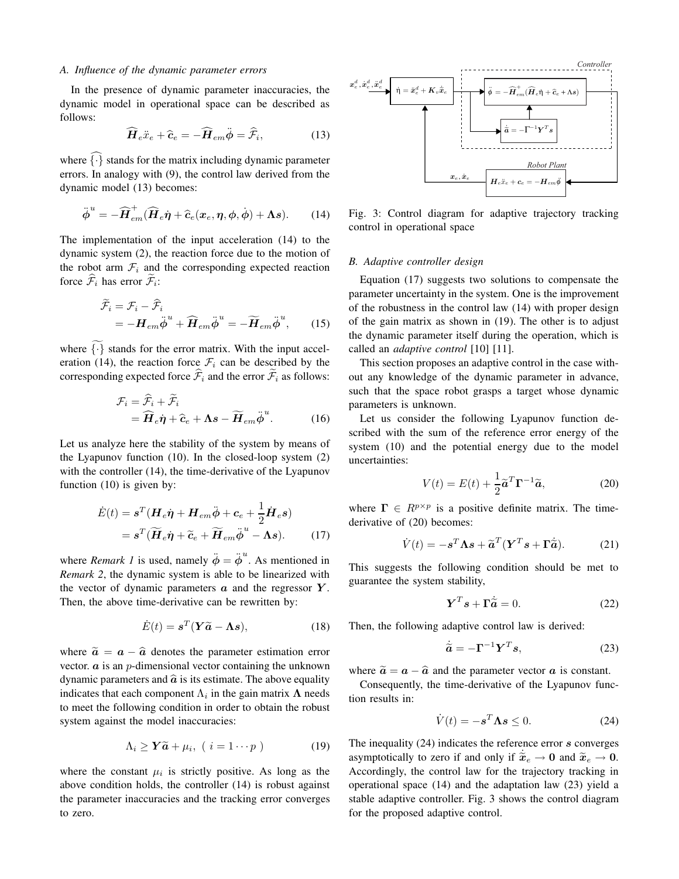### A. Influence of the dynamic parameter errors

In the presence of dynamic parameter inaccuracies, the dynamic model in operational space can be described as follows:

$$\widehat{\boldsymbol{H}}_e \ddot{x}_e + \widehat{\boldsymbol{c}}_e = -\widehat{\boldsymbol{H}}_{em} \ddot{\boldsymbol{\phi}} = \widehat{\mathcal{F}}_i, \tag{13}$$

where $\widehat{\{\cdot\}}$ stands for the matrix including dynamic parameter errors. In analogy with (9), the control law derived from the dynamic model (13) becomes:

$$\ddot{\boldsymbol{\phi}}^u = -\widehat{\boldsymbol{H}}_{em}^+ (\widehat{\boldsymbol{H}}_e \dot{\boldsymbol{\eta}} + \widehat{\boldsymbol{c}}_e(\boldsymbol{x}_e, \boldsymbol{\eta}, \boldsymbol{\phi}, \dot{\boldsymbol{\phi}}) + \boldsymbol{\Lambda s}). \tag{14}$$

The implementation of the input acceleration (14) to the dynamic system (2), the reaction force due to the motion of the robot arm $\mathcal{F}_i$ and the corresponding expected reaction force $\widehat{\mathcal{F}}_i$ has error $\widetilde{\mathcal{F}}_i$:

$$\begin{aligned}\widetilde{\mathcal{F}}_i &= \mathcal{F}_i - \widehat{\mathcal{F}}_i \\ &= -\boldsymbol{H}_{em} \ddot{\boldsymbol{\phi}}^u + \widehat{\boldsymbol{H}}_{em} \ddot{\boldsymbol{\phi}}^u = -\widetilde{\boldsymbol{H}}_{em} \ddot{\boldsymbol{\phi}}^u,\end{aligned} \tag{15}$$

where $\widetilde{\{\cdot\}}$ stands for the error matrix. With the input acceleration (14), the reaction force $\mathcal{F}_i$ can be described by the corresponding expected force $\widehat{\mathcal{F}}_i$ and the error $\widetilde{\mathcal{F}}_i$ as follows:

$$\begin{aligned}\mathcal{F}_i &= \widehat{\mathcal{F}}_i + \widetilde{\mathcal{F}}_i \\ &= \widehat{\boldsymbol{H}}_e \dot{\boldsymbol{\eta}} + \widehat{\boldsymbol{c}}_e + \boldsymbol{\Lambda s} - \widetilde{\boldsymbol{H}}_{em} \ddot{\boldsymbol{\phi}}^u.\end{aligned} \tag{16}$$

Let us analyze here the stability of the system by means of the Lyapunov function (10). In the closed-loop system (2) with the controller (14), the time-derivative of the Lyapunov function (10) is given by:

$$\begin{aligned}\dot{E}(t) &= \boldsymbol{s}^T (\boldsymbol{H}_e \dot{\boldsymbol{\eta}} + \boldsymbol{H}_{em} \ddot{\boldsymbol{\phi}} + \boldsymbol{c}_e + \frac{1}{2} \dot{\boldsymbol{H}}_e \boldsymbol{s}) \\ &= \boldsymbol{s}^T (\widetilde{\boldsymbol{H}}_e \dot{\boldsymbol{\eta}} + \widetilde{\boldsymbol{c}}_e + \widetilde{\boldsymbol{H}}_{em} \ddot{\boldsymbol{\phi}}^u - \boldsymbol{\Lambda s}).\end{aligned} \tag{17}$$

where *Remark 1* is used, namely $\ddot{\boldsymbol{\phi}} = \ddot{\boldsymbol{\phi}}^u$. As mentioned in *Remark 2*, the dynamic system is able to be linearized with the vector of dynamic parameters $\boldsymbol{a}$ and the regressor $\boldsymbol{Y}$. Then, the above time-derivative can be rewritten by:

$$\dot{E}(t) = \boldsymbol{s}^T (\boldsymbol{Y} \widetilde{\boldsymbol{a}} - \boldsymbol{\Lambda s}), \tag{18}$$

where $\widetilde{\boldsymbol{a}} = \boldsymbol{a} - \widehat{\boldsymbol{a}}$ denotes the parameter estimation error vector. $\boldsymbol{a}$ is an $p$-dimensional vector containing the unknown dynamic parameters and $\widehat{\boldsymbol{a}}$ is its estimate. The above equality indicates that each component $\Lambda_i$ in the gain matrix $\boldsymbol{\Lambda}$ needs to meet the following condition in order to obtain the robust system against the model inaccuracies:

$$\Lambda_i \geq \boldsymbol{Y} \widetilde{\boldsymbol{a}} + \mu_i, \ ( \ i = 1 \cdots p \ ) \tag{19}$$

where the constant $\mu_i$ is strictly positive. As long as the above condition holds, the controller (14) is robust against the parameter inaccuracies and the tracking error converges to zero.

Fig. 3: Control diagram for adaptive trajectory tracking control in operational space

### B. Adaptive controller design

Equation (17) suggests two solutions to compensate the parameter uncertainty in the system. One is the improvement of the robustness in the control law (14) with proper design of the gain matrix as shown in (19). The other is to adjust the dynamic parameter itself during the operation, which is called an *adaptive control* [10] [11].

This section proposes an adaptive control in the case without any knowledge of the dynamic parameter in advance, such that the space robot grasps a target whose dynamic parameters is unknown.

Let us consider the following Lyapunov function described with the sum of the reference error energy of the system (10) and the potential energy due to the model uncertainties:

$$V(t) = E(t) + \frac{1}{2} \widetilde{\boldsymbol{a}}^T \boldsymbol{\Gamma}^{-1} \widetilde{\boldsymbol{a}}, \tag{20}$$

where $\boldsymbol{\Gamma} \in R^{p \times p}$ is a positive definite matrix. The time-derivative of (20) becomes:

$$\dot{V}(t) = -\boldsymbol{s}^T \boldsymbol{\Lambda s} + \widetilde{\boldsymbol{a}}^T (\boldsymbol{Y}^T \boldsymbol{s} + \boldsymbol{\Gamma} \dot{\widetilde{\boldsymbol{a}}}). \tag{21}$$

This suggests the following condition should be met to guarantee the system stability,

$$\boldsymbol{Y}^T \boldsymbol{s} + \boldsymbol{\Gamma} \dot{\widetilde{\boldsymbol{a}}} = 0. \tag{22}$$

Then, the following adaptive control law is derived:

$$\dot{\widehat{\boldsymbol{a}}} = -\boldsymbol{\Gamma}^{-1} \boldsymbol{Y}^T \boldsymbol{s}, \tag{23}$$

where $\widetilde{\boldsymbol{a}} = \boldsymbol{a} - \widehat{\boldsymbol{a}}$ and the parameter vector $\boldsymbol{a}$ is constant.

Consequently, the time-derivative of the Lyapunov function results in:

$$\dot{V}(t) = -\boldsymbol{s}^T \boldsymbol{\Lambda s} \leq 0. \tag{24}$$

The inequality (24) indicates the reference error $\boldsymbol{s}$ converges asymptotically to zero if and only if $\dot{\widetilde{\boldsymbol{x}}}_e \to \boldsymbol{0}$ and $\widetilde{\boldsymbol{x}}_e \to \boldsymbol{0}$. Accordingly, the control law for the trajectory tracking in operational space (14) and the adaptation law (23) yield a stable adaptive controller. Fig. 3 shows the control diagram for the proposed adaptive control.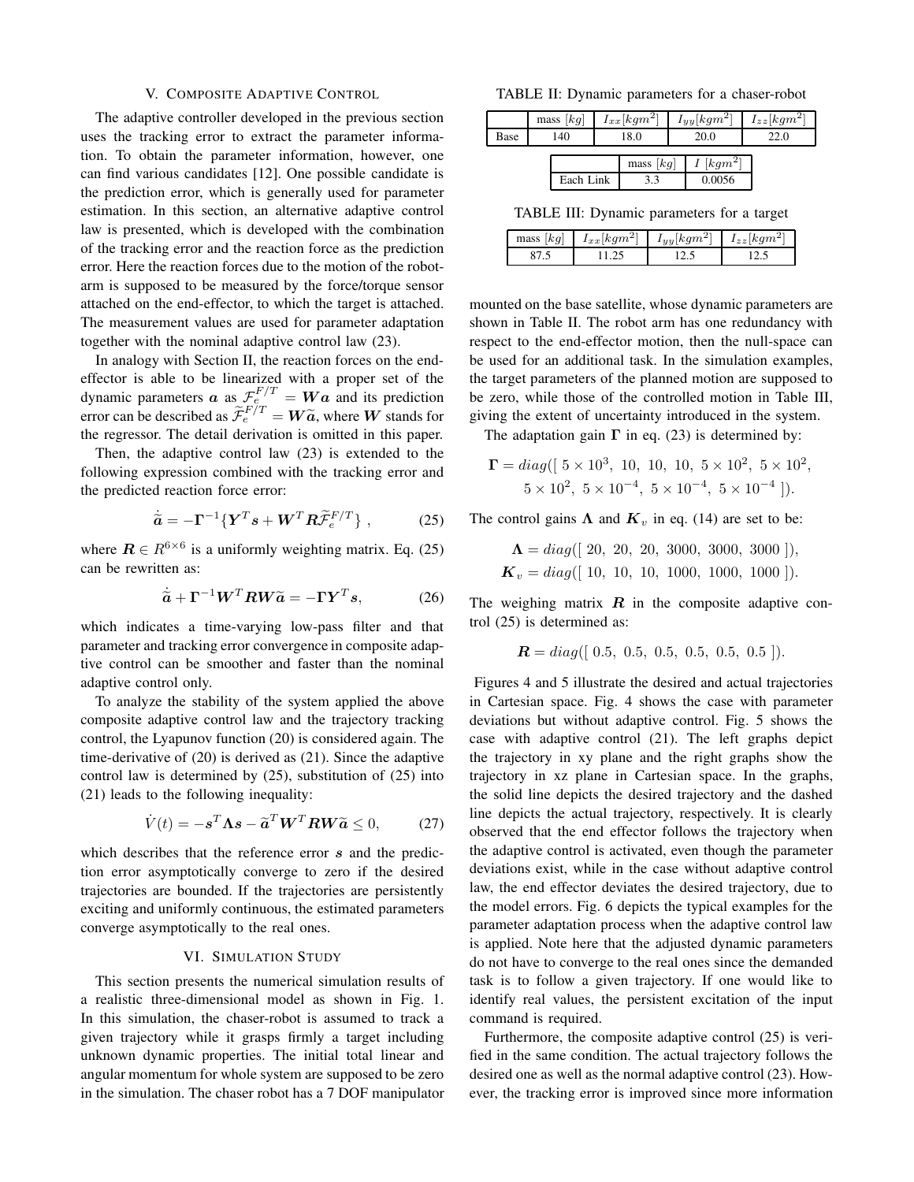## V. Composite Adaptive Control

The adaptive controller developed in the previous section uses the tracking error to extract the parameter information. To obtain the parameter information, however, one can find various candidates [12]. One possible candidate is the prediction error, which is generally used for parameter estimation. In this section, an alternative adaptive control law is presented, which is developed with the combination of the tracking error and the reaction force as the prediction error. Here the reaction forces due to the motion of the robot-arm is supposed to be measured by the force/torque sensor attached on the end-effector, to which the target is attached. The measurement values are used for parameter adaptation together with the nominal adaptive control law (23).

In analogy with Section II, the reaction forces on the end-effector is able to be linearized with a proper set of the dynamic parameters $\boldsymbol{a}$ as $\mathcal{F}_e^{F/T} = \boldsymbol{W}\boldsymbol{a}$ and its prediction error can be described as $\widetilde{\mathcal{F}}_e^{F/T} = \boldsymbol{W}\widetilde{\boldsymbol{a}}$, where $\boldsymbol{W}$ stands for the regressor. The detail derivation is omitted in this paper.

Then, the adaptive control law (23) is extended to the following expression combined with the tracking error and the predicted reaction force error:

$$\dot{\hat{\boldsymbol{a}}} = -\boldsymbol{\Gamma}^{-1}\{\boldsymbol{Y}^T\boldsymbol{s} + \boldsymbol{W}^T\boldsymbol{R}\widetilde{\mathcal{F}}_e^{F/T}\}\ , \tag{25}$$

where $\boldsymbol{R} \in R^{6\times 6}$ is a uniformly weighting matrix. Eq. (25) can be rewritten as:

$$\dot{\tilde{\boldsymbol{a}}} + \boldsymbol{\Gamma}^{-1}\boldsymbol{W}^T\boldsymbol{R}\boldsymbol{W}\widetilde{\boldsymbol{a}} = -\boldsymbol{\Gamma}\boldsymbol{Y}^T\boldsymbol{s}, \tag{26}$$

which indicates a time-varying low-pass filter and that parameter and tracking error convergence in composite adaptive control can be smoother and faster than the nominal adaptive control only.

To analyze the stability of the system applied the above composite adaptive control law and the trajectory tracking control, the Lyapunov function (20) is considered again. The time-derivative of (20) is derived as (21). Since the adaptive control law is determined by (25), substitution of (25) into (21) leads to the following inequality:

$$\dot{V}(t) = -\boldsymbol{s}^T\boldsymbol{\Lambda}\boldsymbol{s} - \widetilde{\boldsymbol{a}}^T\boldsymbol{W}^T\boldsymbol{R}\boldsymbol{W}\widetilde{\boldsymbol{a}} \leq 0, \tag{27}$$

which describes that the reference error $\boldsymbol{s}$ and the prediction error asymptotically converge to zero if the desired trajectories are bounded. If the trajectories are persistently exciting and uniformly continuous, the estimated parameters converge asymptotically to the real ones.

## VI. Simulation Study

This section presents the numerical simulation results of a realistic three-dimensional model as shown in Fig. 1. In this simulation, the chaser-robot is assumed to track a given trajectory while it grasps firmly a target including unknown dynamic properties. The initial total linear and angular momentum for whole system are supposed to be zero in the simulation. The chaser robot has a 7 DOF manipulator mounted on the base satellite, whose dynamic parameters are shown in Table II. The robot arm has one redundancy with respect to the end-effector motion, then the null-space can be used for an additional task. In the simulation examples, the target parameters of the planned motion are supposed to be zero, while those of the controlled motion in Table III, giving the extent of uncertainty introduced in the system.

TABLE II: Dynamic parameters for a chaser-robot

| | mass $[kg]$ | $I_{xx}[kgm^2]$ | $I_{yy}[kgm^2]$ | $I_{zz}[kgm^2]$ |
|---|---|---|---|---|
| Base | 140 | 18.0 | 20.0 | 22.0 |

| | mass $[kg]$ | $I$ $[kgm^2]$ |
|---|---|---|
| Each Link | 3.3 | 0.0056 |

TABLE III: Dynamic parameters for a target

| mass $[kg]$ | $I_{xx}[kgm^2]$ | $I_{yy}[kgm^2]$ | $I_{zz}[kgm^2]$ |
|---|---|---|---|
| 87.5 | 11.25 | 12.5 | 12.5 |

The adaptation gain $\boldsymbol{\Gamma}$ in eq. (23) is determined by:

$$\boldsymbol{\Gamma} = diag([\ 5\times 10^3,\ 10,\ 10,\ 10,\ 5\times 10^2,\ 5\times 10^2,\ 5\times 10^2,\ 5\times 10^{-4},\ 5\times 10^{-4},\ 5\times 10^{-4}\ ]).$$

The control gains $\boldsymbol{\Lambda}$ and $\boldsymbol{K}_v$ in eq. (14) are set to be:

$$\boldsymbol{\Lambda} = diag([\ 20,\ 20,\ 20,\ 3000,\ 3000,\ 3000\ ]),$$
$$\boldsymbol{K}_v = diag([\ 10,\ 10,\ 10,\ 1000,\ 1000,\ 1000\ ]).$$

The weighing matrix $\boldsymbol{R}$ in the composite adaptive control (25) is determined as:

$$\boldsymbol{R} = diag([\ 0.5,\ 0.5,\ 0.5,\ 0.5,\ 0.5,\ 0.5\ ]).$$

Figures 4 and 5 illustrate the desired and actual trajectories in Cartesian space. Fig. 4 shows the case with parameter deviations but without adaptive control. Fig. 5 shows the case with adaptive control (21). The left graphs depict the trajectory in xy plane and the right graphs show the trajectory in xz plane in Cartesian space. In the graphs, the solid line depicts the desired trajectory and the dashed line depicts the actual trajectory, respectively. It is clearly observed that the end effector follows the trajectory when the adaptive control is activated, even though the parameter deviations exist, while in the case without adaptive control law, the end effector deviates the desired trajectory, due to the model errors. Fig. 6 depicts the typical examples for the parameter adaptation process when the adaptive control law is applied. Note here that the adjusted dynamic parameters do not have to converge to the real ones since the demanded task is to follow a given trajectory. If one would like to identify real values, the persistent excitation of the input command is required.

Furthermore, the composite adaptive control (25) is verified in the same condition. The actual trajectory follows the desired one as well as the normal adaptive control (23). However, the tracking error is improved since more information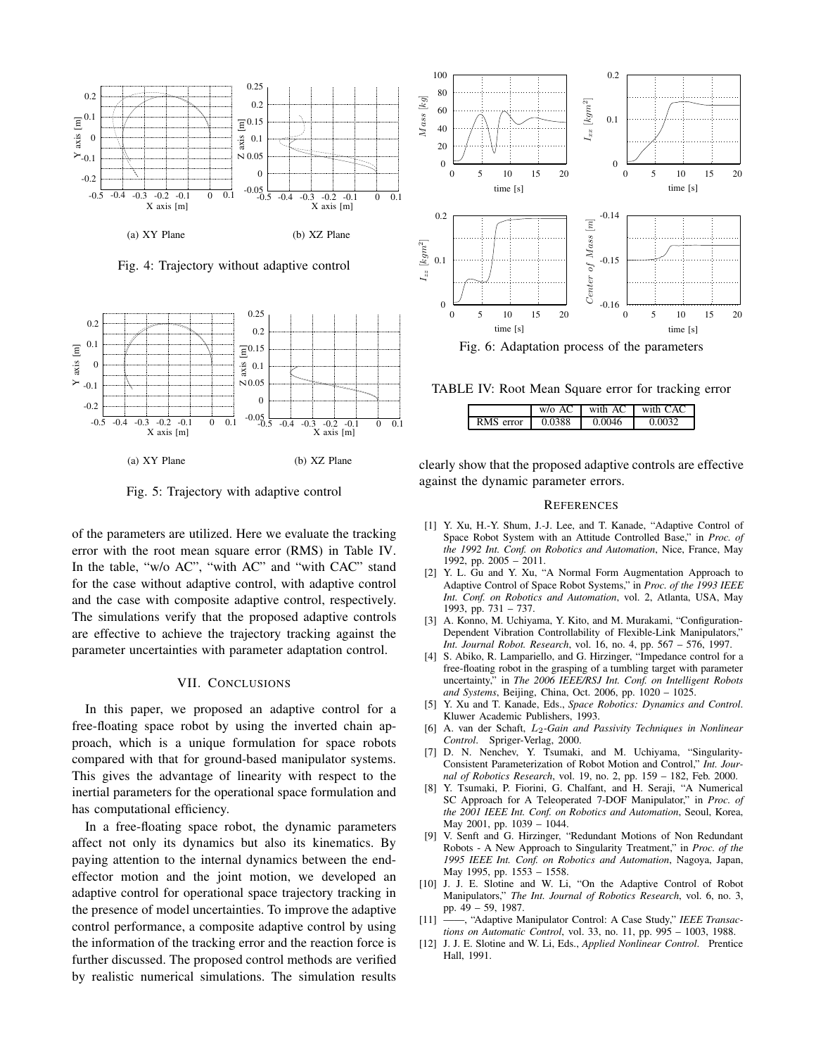0.2

0.1

0

-0.1

-0.2

-0.5 -0.4 -0.3 -0.2 -0.1 0 0.1

X axis [m]

Y axis [m]

(a) XY Plane

0.25

0.2

0.15

0.1

0.05

0

-0.05

-0.5 -0.4 -0.3 -0.2 -0.1 0 0.1

X axis [m]

Z axis [m]

(b) XZ Plane

Fig. 4: Trajectory without adaptive control

0.2

0.1

0

-0.1

-0.2

-0.5 -0.4 -0.3 -0.2 -0.1 0 0.1

X axis [m]

Y axis [m]

(a) XY Plane

0.25

0.2

0.15

0.1

0.05

0

-0.05

-0.5 -0.4 -0.3 -0.2 -0.1 0 0.1

X axis [m]

Z axis [m]

(b) XZ Plane

Fig. 5: Trajectory with adaptive control

of the parameters are utilized. Here we evaluate the tracking error with the root mean square error (RMS) in Table IV. In the table, "w/o AC", "with AC" and "with CAC" stand for the case without adaptive control, with adaptive control and the case with composite adaptive control, respectively. The simulations verify that the proposed adaptive controls are effective to achieve the trajectory tracking against the parameter uncertainties with parameter adaptation control.

## VII. Conclusions

In this paper, we proposed an adaptive control for a free-floating space robot by using the inverted chain approach, which is a unique formulation for space robots compared with that for ground-based manipulator systems. This gives the advantage of linearity with respect to the inertial parameters for the operational space formulation and has computational efficiency.

In a free-floating space robot, the dynamic parameters affect not only its dynamics but also its kinematics. By paying attention to the internal dynamics between the end-effector motion and the joint motion, we developed an adaptive control for operational space trajectory tracking in the presence of model uncertainties. To improve the adaptive control performance, a composite adaptive control by using the information of the tracking error and the reaction force is further discussed. The proposed control methods are verified by realistic numerical simulations. The simulation results

100

80

60

40

20

0

0 5 10 15 20

time [s]

$Mass\ [kg]$

0.2

0.1

0

0 5 10 15 20

time [s]

$I_{xx}\ [kgm^2]$

0.2

0.1

0

0 5 10 15 20

time [s]

$I_{zz}\ [kgm^2]$

-0.14

-0.15

-0.16

0 5 10 15 20

time [s]

$Center\ of\ Mass\ [m]$

Fig. 6: Adaptation process of the parameters

TABLE IV: Root Mean Square error for tracking error

| | w/o AC | with AC | with CAC |
|---|---|---|---|
| RMS error | 0.0388 | 0.0046 | 0.0032 |

clearly show that the proposed adaptive controls are effective against the dynamic parameter errors.

## References

[1] Y. Xu, H.-Y. Shum, J.-J. Lee, and T. Kanade, "Adaptive Control of Space Robot System with an Attitude Controlled Base," in *Proc. of the 1992 Int. Conf. on Robotics and Automation*, Nice, France, May 1992, pp. 2005 – 2011.

[2] Y. L. Gu and Y. Xu, "A Normal Form Augmentation Approach to Adaptive Control of Space Robot Systems," in *Proc. of the 1993 IEEE Int. Conf. on Robotics and Automation*, vol. 2, Atlanta, USA, May 1993, pp. 731 – 737.

[3] A. Konno, M. Uchiyama, Y. Kito, and M. Murakami, "Configuration-Dependent Vibration Controllability of Flexible-Link Manipulators," *Int. Journal Robot. Research*, vol. 16, no. 4, pp. 567 – 576, 1997.

[4] S. Abiko, R. Lampariello, and G. Hirzinger, "Impedance control for a free-floating robot in the grasping of a tumbling target with parameter uncertainty," in *The 2006 IEEE/RSJ Int. Conf. on Intelligent Robots and Systems*, Beijing, China, Oct. 2006, pp. 1020 – 1025.

[5] Y. Xu and T. Kanade, Eds., *Space Robotics: Dynamics and Control*. Kluwer Academic Publishers, 1993.

[6] A. van der Schaft, *$L_2$-Gain and Passivity Techniques in Nonlinear Control*. Spriger-Verlag, 2000.

[7] D. N. Nenchev, Y. Tsumaki, and M. Uchiyama, "Singularity-Consistent Parameterization of Robot Motion and Control," *Int. Journal of Robotics Research*, vol. 19, no. 2, pp. 159 – 182, Feb. 2000.

[8] Y. Tsumaki, P. Fiorini, G. Chalfant, and H. Seraji, "A Numerical SC Approach for A Teleoperated 7-DOF Manipulator," in *Proc. of the 2001 IEEE Int. Conf. on Robotics and Automation*, Seoul, Korea, May 2001, pp. 1039 – 1044.

[9] V. Senft and G. Hirzinger, "Redundant Motions of Non Redundant Robots - A New Approach to Singularity Treatment," in *Proc. of the 1995 IEEE Int. Conf. on Robotics and Automation*, Nagoya, Japan, May 1995, pp. 1553 – 1558.

[10] J. J. E. Slotine and W. Li, "On the Adaptive Control of Robot Manipulators," *The Int. Journal of Robotics Research*, vol. 6, no. 3, pp. 49 – 59, 1987.

[11] ——, "Adaptive Manipulator Control: A Case Study," *IEEE Transactions on Automatic Control*, vol. 33, no. 11, pp. 995 – 1003, 1988.

[12] J. J. E. Slotine and W. Li, Eds., *Applied Nonlinear Control*. Prentice Hall, 1991.